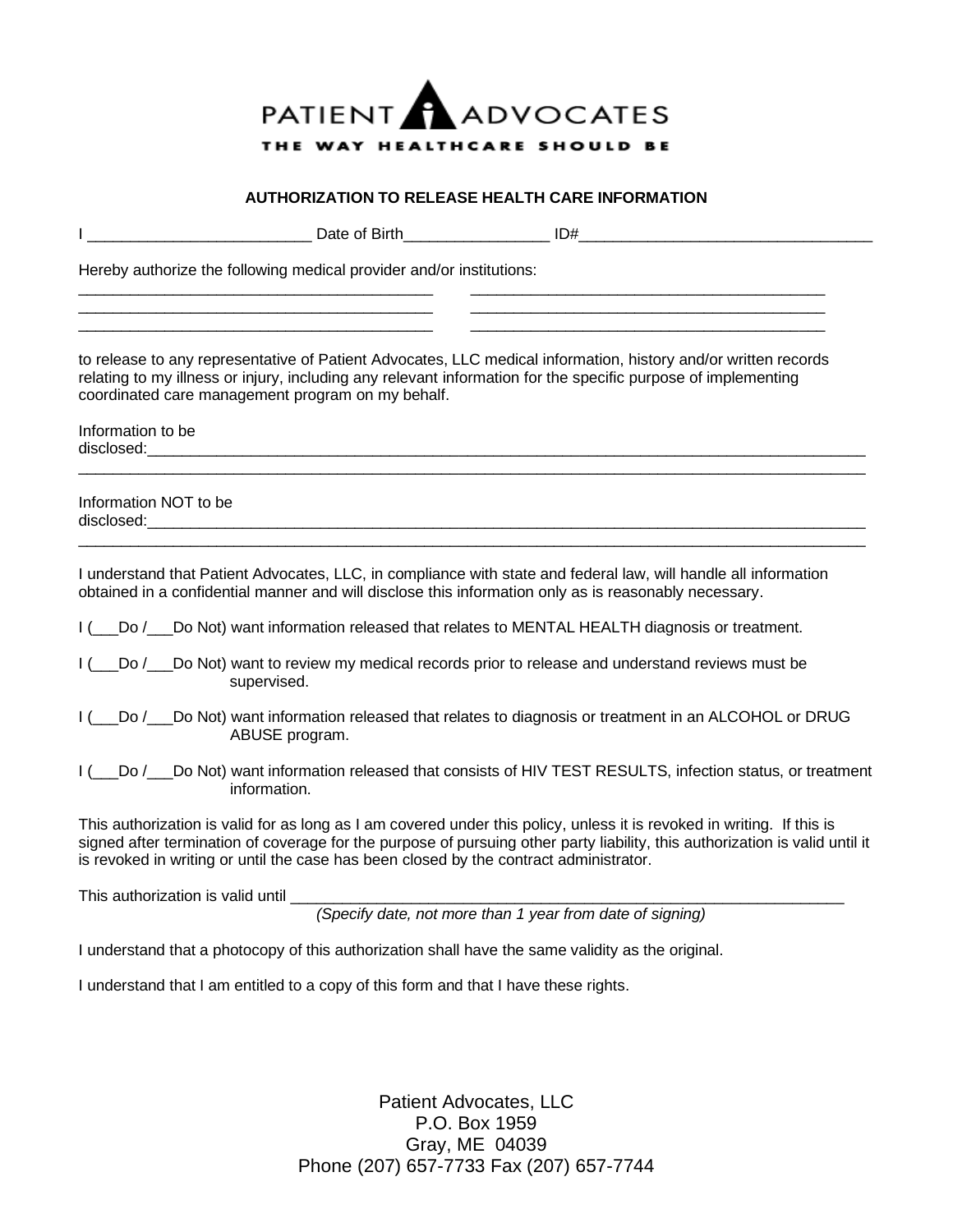PATIENT ADVOCATES

THE WAY HEALTHCARE SHOULD BE

## AUTHORIZATION TO RELEASE HEALTH CARE INFORMATION

I __________________________ Date of Birth_________________ ID#__________________________________

Hereby authorize the following medical provider and/or institutions:

__________________________________________ __________________________________________
__________________________________________ __________________________________________
__________________________________________ __________________________________________

to release to any representative of Patient Advocates, LLC medical information, history and/or written records relating to my illness or injury, including any relevant information for the specific purpose of implementing coordinated care management program on my behalf.

Information to be disclosed:_______________________________________________________________________________________
_____________________________________________________________________________________________

Information NOT to be disclosed:_______________________________________________________________________________________
_____________________________________________________________________________________________

I understand that Patient Advocates, LLC, in compliance with state and federal law, will handle all information obtained in a confidential manner and will disclose this information only as is reasonably necessary.

I (___Do /___Do Not) want information released that relates to MENTAL HEALTH diagnosis or treatment.

I (___Do /___Do Not) want to review my medical records prior to release and understand reviews must be supervised.

I (___Do /___Do Not) want information released that relates to diagnosis or treatment in an ALCOHOL or DRUG ABUSE program.

I (___Do /___Do Not) want information released that consists of HIV TEST RESULTS, infection status, or treatment information.

This authorization is valid for as long as I am covered under this policy, unless it is revoked in writing. If this is signed after termination of coverage for the purpose of pursuing other party liability, this authorization is valid until it is revoked in writing or until the case has been closed by the contract administrator.

This authorization is valid until ___________________________________________________________________
*(Specify date, not more than 1 year from date of signing)*

I understand that a photocopy of this authorization shall have the same validity as the original.

I understand that I am entitled to a copy of this form and that I have these rights.

Patient Advocates, LLC
P.O. Box 1959
Gray, ME 04039
Phone (207) 657-7733 Fax (207) 657-7744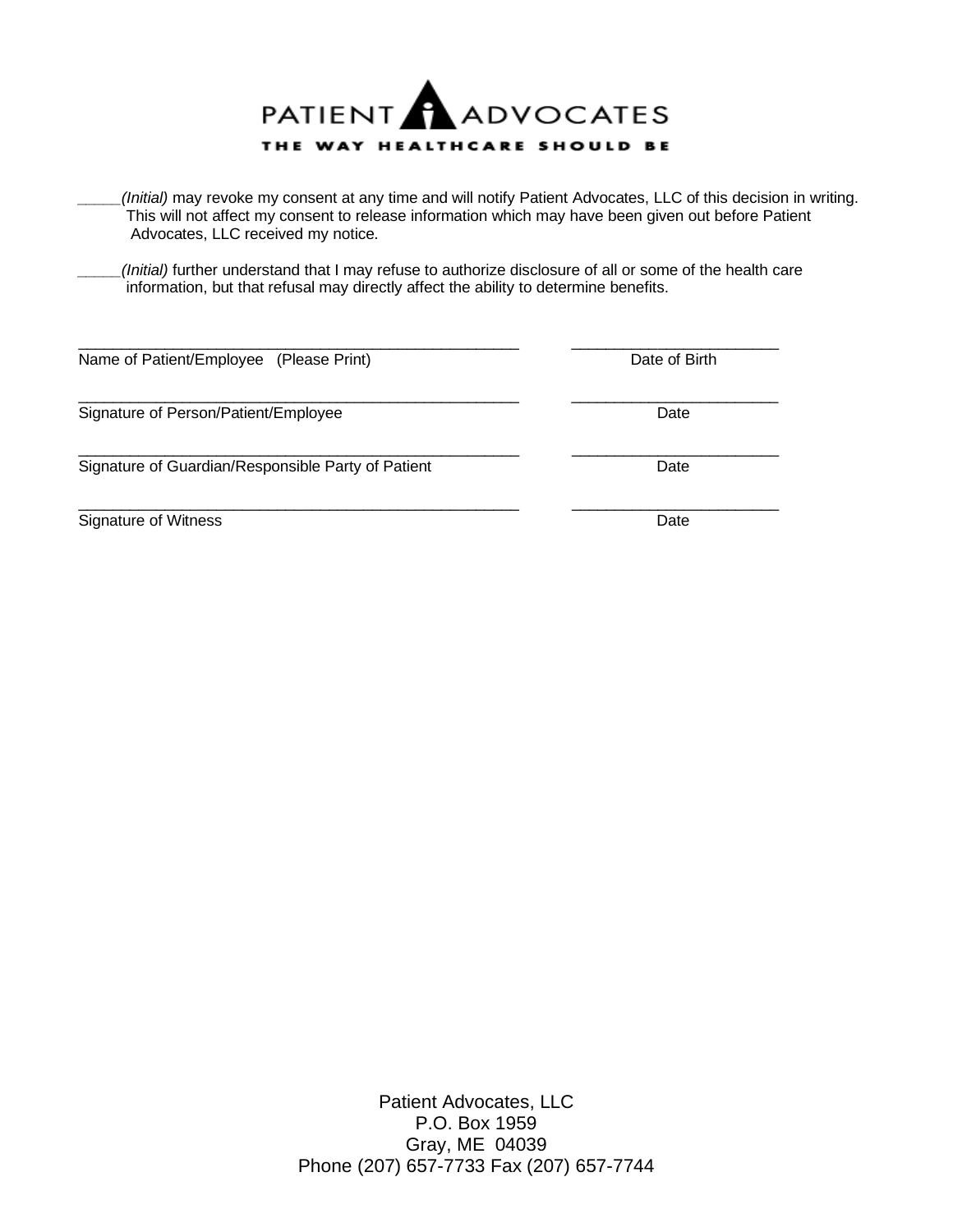PATIENT ADVOCATES
THE WAY HEALTHCARE SHOULD BE

_____*(Initial)* may revoke my consent at any time and will notify Patient Advocates, LLC of this decision in writing. This will not affect my consent to release information which may have been given out before Patient Advocates, LLC received my notice.

_____*(Initial)* further understand that I may refuse to authorize disclosure of all or some of the health care information, but that refusal may directly affect the ability to determine benefits.

_____________________________________________________ ________________________
Name of Patient/Employee (Please Print) Date of Birth

_____________________________________________________ ________________________
Signature of Person/Patient/Employee Date

_____________________________________________________ ________________________
Signature of Guardian/Responsible Party of Patient Date

_____________________________________________________ ________________________
Signature of Witness Date

Patient Advocates, LLC
P.O. Box 1959
Gray, ME 04039
Phone (207) 657-7733 Fax (207) 657-7744